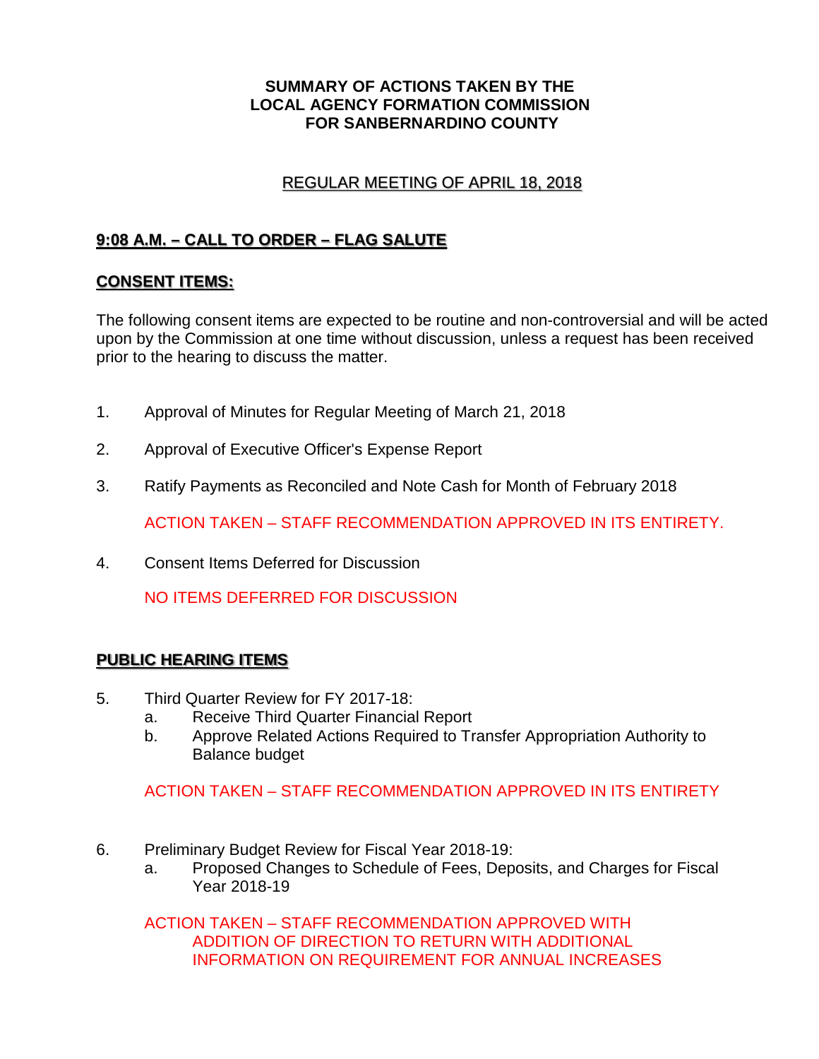**SUMMARY OF ACTIONS TAKEN BY THE
LOCAL AGENCY FORMATION COMMISSION
FOR SANBERNARDINO COUNTY**

REGULAR MEETING OF APRIL 18, 2018

## 9:08 A.M. – CALL TO ORDER – FLAG SALUTE

## CONSENT ITEMS:

The following consent items are expected to be routine and non-controversial and will be acted upon by the Commission at one time without discussion, unless a request has been received prior to the hearing to discuss the matter.

1. Approval of Minutes for Regular Meeting of March 21, 2018

2. Approval of Executive Officer's Expense Report

3. Ratify Payments as Reconciled and Note Cash for Month of February 2018

   ACTION TAKEN – STAFF RECOMMENDATION APPROVED IN ITS ENTIRETY.

4. Consent Items Deferred for Discussion

   NO ITEMS DEFERRED FOR DISCUSSION

## PUBLIC HEARING ITEMS

5. Third Quarter Review for FY 2017-18:
   a. Receive Third Quarter Financial Report
   b. Approve Related Actions Required to Transfer Appropriation Authority to Balance budget

   ACTION TAKEN – STAFF RECOMMENDATION APPROVED IN ITS ENTIRETY

6. Preliminary Budget Review for Fiscal Year 2018-19:
   a. Proposed Changes to Schedule of Fees, Deposits, and Charges for Fiscal Year 2018-19

   ACTION TAKEN – STAFF RECOMMENDATION APPROVED WITH ADDITION OF DIRECTION TO RETURN WITH ADDITIONAL INFORMATION ON REQUIREMENT FOR ANNUAL INCREASES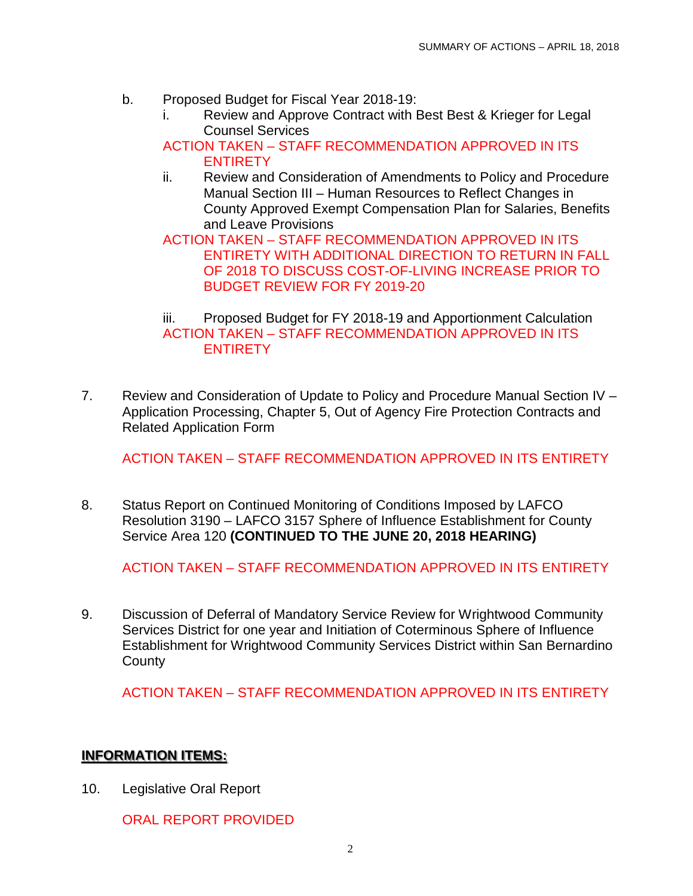b. Proposed Budget for Fiscal Year 2018-19:

   i. Review and Approve Contract with Best Best & Krieger for Legal Counsel Services

   ACTION TAKEN – STAFF RECOMMENDATION APPROVED IN ITS ENTIRETY

   ii. Review and Consideration of Amendments to Policy and Procedure Manual Section III – Human Resources to Reflect Changes in County Approved Exempt Compensation Plan for Salaries, Benefits and Leave Provisions

   ACTION TAKEN – STAFF RECOMMENDATION APPROVED IN ITS ENTIRETY WITH ADDITIONAL DIRECTION TO RETURN IN FALL OF 2018 TO DISCUSS COST-OF-LIVING INCREASE PRIOR TO BUDGET REVIEW FOR FY 2019-20

   iii. Proposed Budget for FY 2018-19 and Apportionment Calculation

   ACTION TAKEN – STAFF RECOMMENDATION APPROVED IN ITS ENTIRETY

7. Review and Consideration of Update to Policy and Procedure Manual Section IV – Application Processing, Chapter 5, Out of Agency Fire Protection Contracts and Related Application Form

   ACTION TAKEN – STAFF RECOMMENDATION APPROVED IN ITS ENTIRETY

8. Status Report on Continued Monitoring of Conditions Imposed by LAFCO Resolution 3190 – LAFCO 3157 Sphere of Influence Establishment for County Service Area 120 **(CONTINUED TO THE JUNE 20, 2018 HEARING)**

   ACTION TAKEN – STAFF RECOMMENDATION APPROVED IN ITS ENTIRETY

9. Discussion of Deferral of Mandatory Service Review for Wrightwood Community Services District for one year and Initiation of Coterminous Sphere of Influence Establishment for Wrightwood Community Services District within San Bernardino County

   ACTION TAKEN – STAFF RECOMMENDATION APPROVED IN ITS ENTIRETY

## INFORMATION ITEMS:

10. Legislative Oral Report

    ORAL REPORT PROVIDED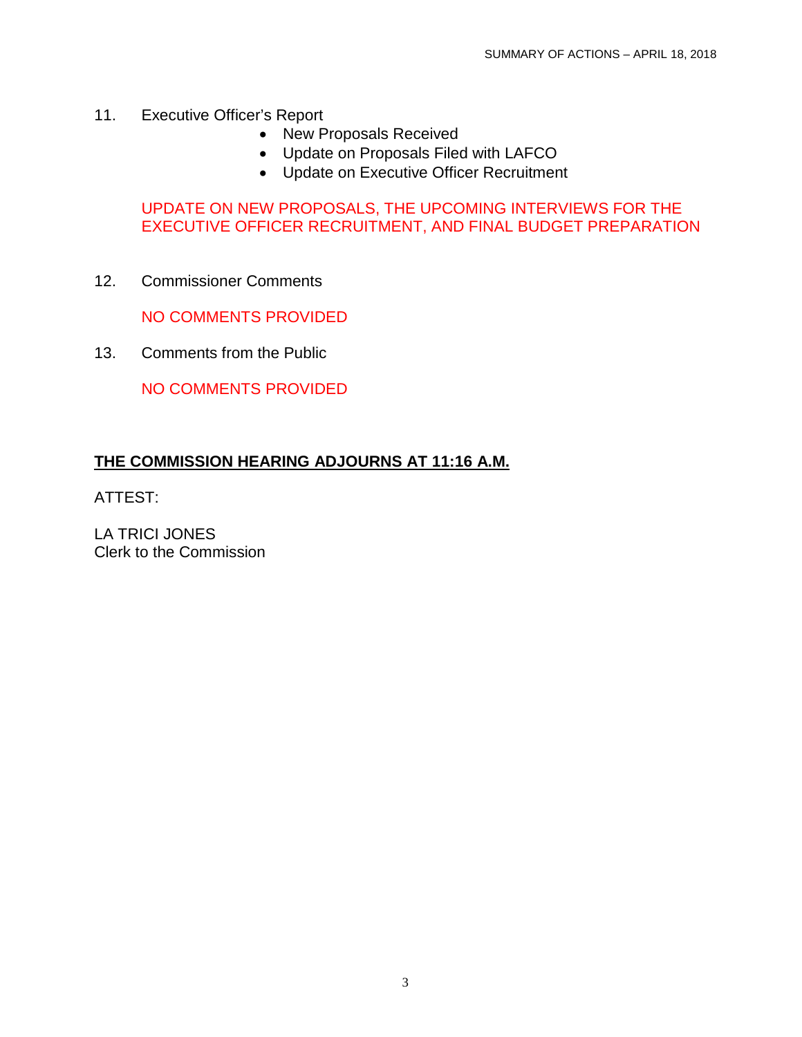11. Executive Officer's Report
    - New Proposals Received
    - Update on Proposals Filed with LAFCO
    - Update on Executive Officer Recruitment

    UPDATE ON NEW PROPOSALS, THE UPCOMING INTERVIEWS FOR THE EXECUTIVE OFFICER RECRUITMENT, AND FINAL BUDGET PREPARATION

12. Commissioner Comments

    NO COMMENTS PROVIDED

13. Comments from the Public

    NO COMMENTS PROVIDED

**THE COMMISSION HEARING ADJOURNS AT 11:16 A.M.**

ATTEST:

LA TRICI JONES
Clerk to the Commission